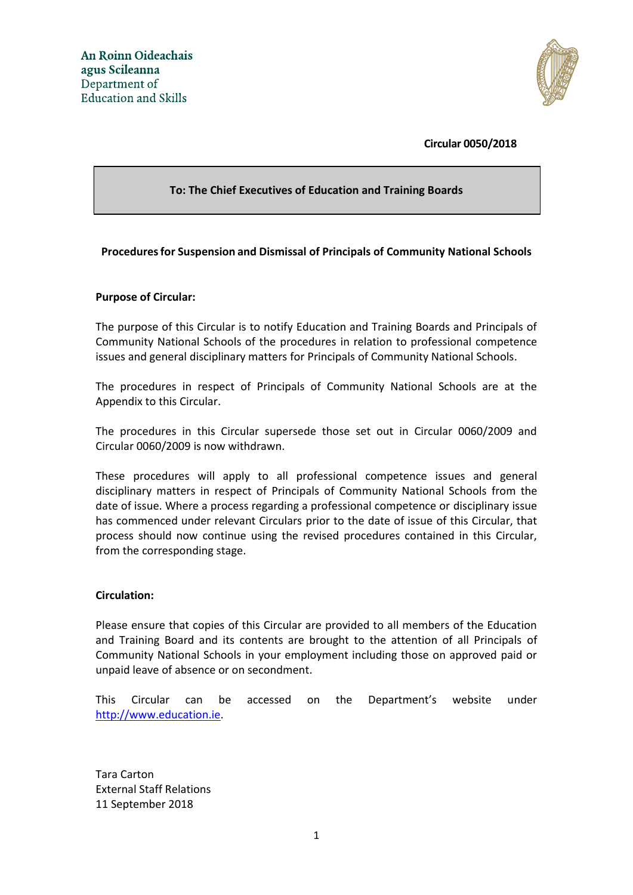An Roinn Oideachais agus Scileanna
Department of Education and Skills

**Circular 0050/2018**

**To: The Chief Executives of Education and Training Boards**

## Procedures for Suspension and Dismissal of Principals of Community National Schools

### Purpose of Circular:

The purpose of this Circular is to notify Education and Training Boards and Principals of Community National Schools of the procedures in relation to professional competence issues and general disciplinary matters for Principals of Community National Schools.

The procedures in respect of Principals of Community National Schools are at the Appendix to this Circular.

The procedures in this Circular supersede those set out in Circular 0060/2009 and Circular 0060/2009 is now withdrawn.

These procedures will apply to all professional competence issues and general disciplinary matters in respect of Principals of Community National Schools from the date of issue. Where a process regarding a professional competence or disciplinary issue has commenced under relevant Circulars prior to the date of issue of this Circular, that process should now continue using the revised procedures contained in this Circular, from the corresponding stage.

### Circulation:

Please ensure that copies of this Circular are provided to all members of the Education and Training Board and its contents are brought to the attention of all Principals of Community National Schools in your employment including those on approved paid or unpaid leave of absence or on secondment.

This Circular can be accessed on the Department's website under http://www.education.ie.

Tara Carton
External Staff Relations
11 September 2018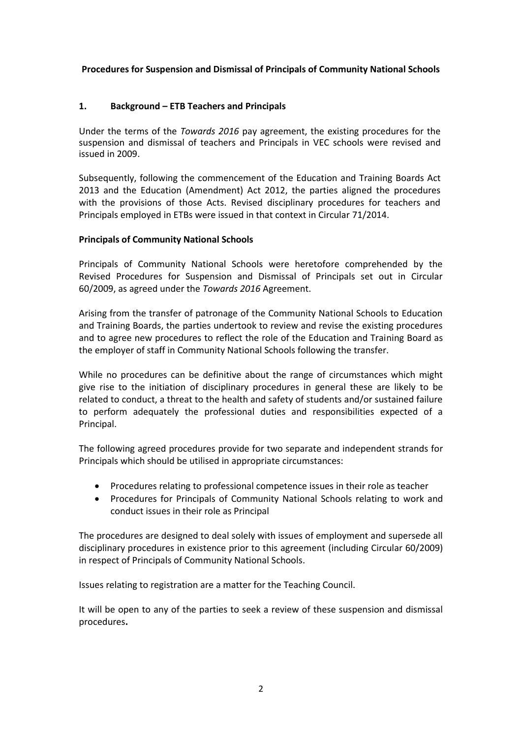**Procedures for Suspension and Dismissal of Principals of Community National Schools**

## 1. Background – ETB Teachers and Principals

Under the terms of the *Towards 2016* pay agreement, the existing procedures for the suspension and dismissal of teachers and Principals in VEC schools were revised and issued in 2009.

Subsequently, following the commencement of the Education and Training Boards Act 2013 and the Education (Amendment) Act 2012, the parties aligned the procedures with the provisions of those Acts. Revised disciplinary procedures for teachers and Principals employed in ETBs were issued in that context in Circular 71/2014.

**Principals of Community National Schools**

Principals of Community National Schools were heretofore comprehended by the Revised Procedures for Suspension and Dismissal of Principals set out in Circular 60/2009, as agreed under the *Towards 2016* Agreement.

Arising from the transfer of patronage of the Community National Schools to Education and Training Boards, the parties undertook to review and revise the existing procedures and to agree new procedures to reflect the role of the Education and Training Board as the employer of staff in Community National Schools following the transfer.

While no procedures can be definitive about the range of circumstances which might give rise to the initiation of disciplinary procedures in general these are likely to be related to conduct, a threat to the health and safety of students and/or sustained failure to perform adequately the professional duties and responsibilities expected of a Principal.

The following agreed procedures provide for two separate and independent strands for Principals which should be utilised in appropriate circumstances:

- Procedures relating to professional competence issues in their role as teacher
- Procedures for Principals of Community National Schools relating to work and conduct issues in their role as Principal

The procedures are designed to deal solely with issues of employment and supersede all disciplinary procedures in existence prior to this agreement (including Circular 60/2009) in respect of Principals of Community National Schools.

Issues relating to registration are a matter for the Teaching Council.

It will be open to any of the parties to seek a review of these suspension and dismissal procedures**.**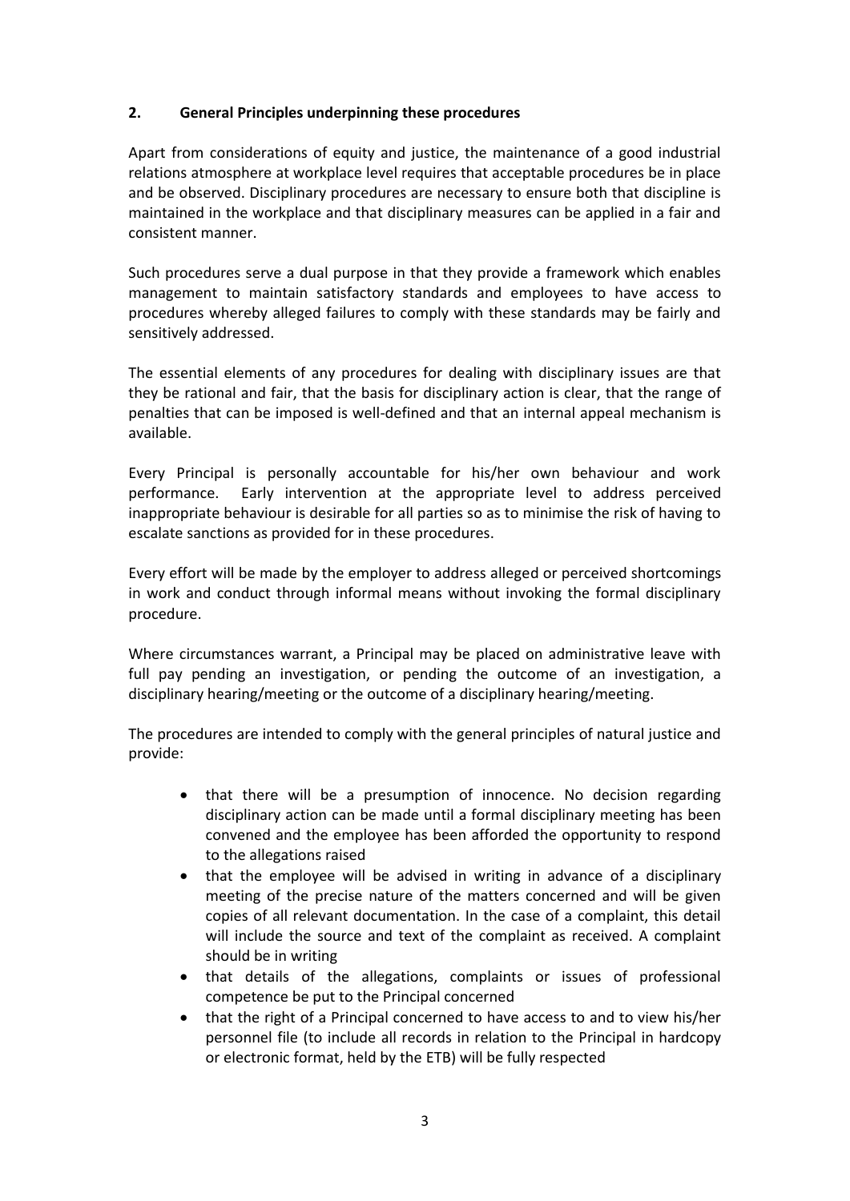## 2. General Principles underpinning these procedures

Apart from considerations of equity and justice, the maintenance of a good industrial relations atmosphere at workplace level requires that acceptable procedures be in place and be observed. Disciplinary procedures are necessary to ensure both that discipline is maintained in the workplace and that disciplinary measures can be applied in a fair and consistent manner.

Such procedures serve a dual purpose in that they provide a framework which enables management to maintain satisfactory standards and employees to have access to procedures whereby alleged failures to comply with these standards may be fairly and sensitively addressed.

The essential elements of any procedures for dealing with disciplinary issues are that they be rational and fair, that the basis for disciplinary action is clear, that the range of penalties that can be imposed is well-defined and that an internal appeal mechanism is available.

Every Principal is personally accountable for his/her own behaviour and work performance. Early intervention at the appropriate level to address perceived inappropriate behaviour is desirable for all parties so as to minimise the risk of having to escalate sanctions as provided for in these procedures.

Every effort will be made by the employer to address alleged or perceived shortcomings in work and conduct through informal means without invoking the formal disciplinary procedure.

Where circumstances warrant, a Principal may be placed on administrative leave with full pay pending an investigation, or pending the outcome of an investigation, a disciplinary hearing/meeting or the outcome of a disciplinary hearing/meeting.

The procedures are intended to comply with the general principles of natural justice and provide:

- that there will be a presumption of innocence. No decision regarding disciplinary action can be made until a formal disciplinary meeting has been convened and the employee has been afforded the opportunity to respond to the allegations raised
- that the employee will be advised in writing in advance of a disciplinary meeting of the precise nature of the matters concerned and will be given copies of all relevant documentation. In the case of a complaint, this detail will include the source and text of the complaint as received. A complaint should be in writing
- that details of the allegations, complaints or issues of professional competence be put to the Principal concerned
- that the right of a Principal concerned to have access to and to view his/her personnel file (to include all records in relation to the Principal in hardcopy or electronic format, held by the ETB) will be fully respected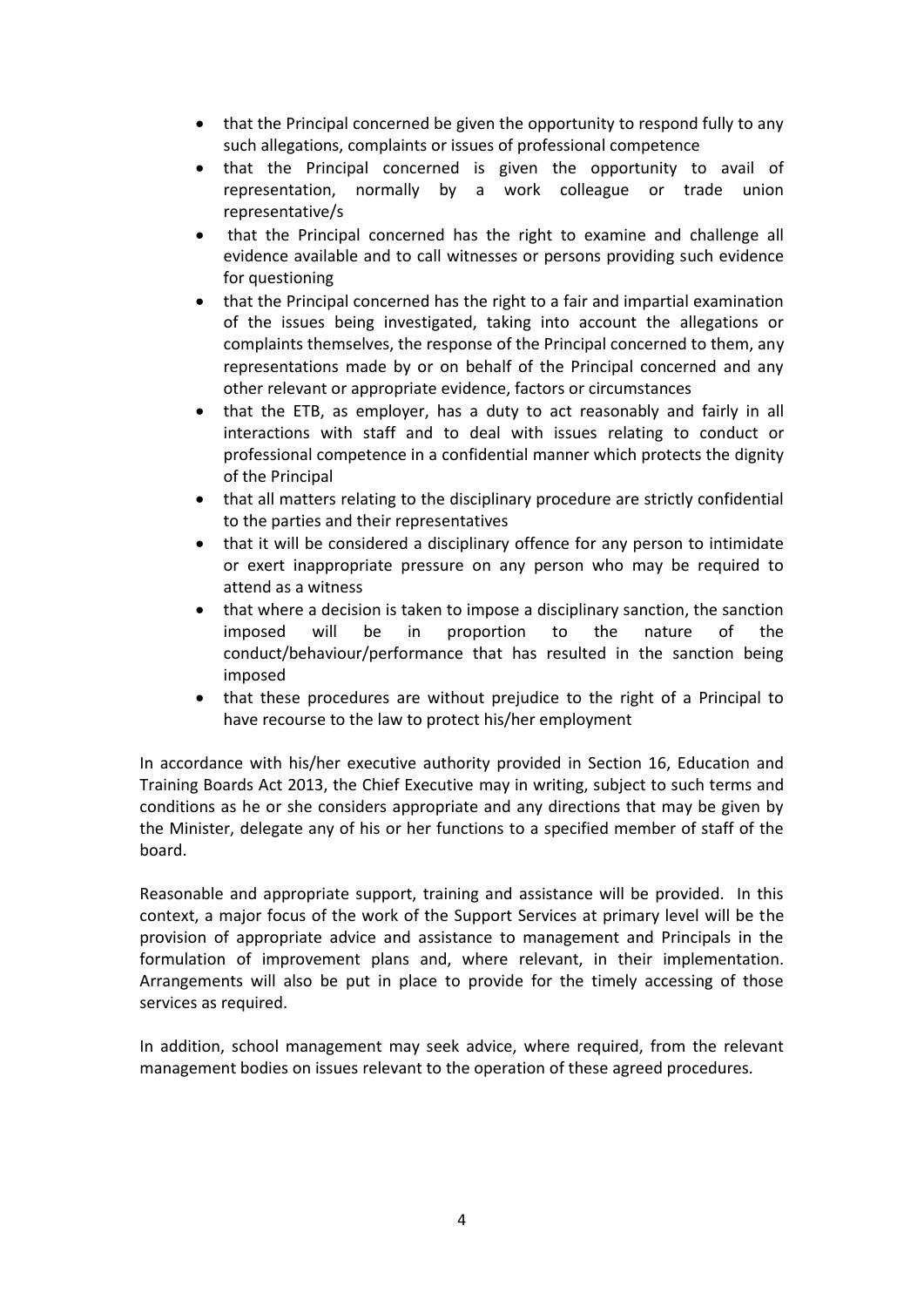- that the Principal concerned be given the opportunity to respond fully to any such allegations, complaints or issues of professional competence
- that the Principal concerned is given the opportunity to avail of representation, normally by a work colleague or trade union representative/s
- that the Principal concerned has the right to examine and challenge all evidence available and to call witnesses or persons providing such evidence for questioning
- that the Principal concerned has the right to a fair and impartial examination of the issues being investigated, taking into account the allegations or complaints themselves, the response of the Principal concerned to them, any representations made by or on behalf of the Principal concerned and any other relevant or appropriate evidence, factors or circumstances
- that the ETB, as employer, has a duty to act reasonably and fairly in all interactions with staff and to deal with issues relating to conduct or professional competence in a confidential manner which protects the dignity of the Principal
- that all matters relating to the disciplinary procedure are strictly confidential to the parties and their representatives
- that it will be considered a disciplinary offence for any person to intimidate or exert inappropriate pressure on any person who may be required to attend as a witness
- that where a decision is taken to impose a disciplinary sanction, the sanction imposed will be in proportion to the nature of the conduct/behaviour/performance that has resulted in the sanction being imposed
- that these procedures are without prejudice to the right of a Principal to have recourse to the law to protect his/her employment

In accordance with his/her executive authority provided in Section 16, Education and Training Boards Act 2013, the Chief Executive may in writing, subject to such terms and conditions as he or she considers appropriate and any directions that may be given by the Minister, delegate any of his or her functions to a specified member of staff of the board.

Reasonable and appropriate support, training and assistance will be provided. In this context, a major focus of the work of the Support Services at primary level will be the provision of appropriate advice and assistance to management and Principals in the formulation of improvement plans and, where relevant, in their implementation. Arrangements will also be put in place to provide for the timely accessing of those services as required.

In addition, school management may seek advice, where required, from the relevant management bodies on issues relevant to the operation of these agreed procedures.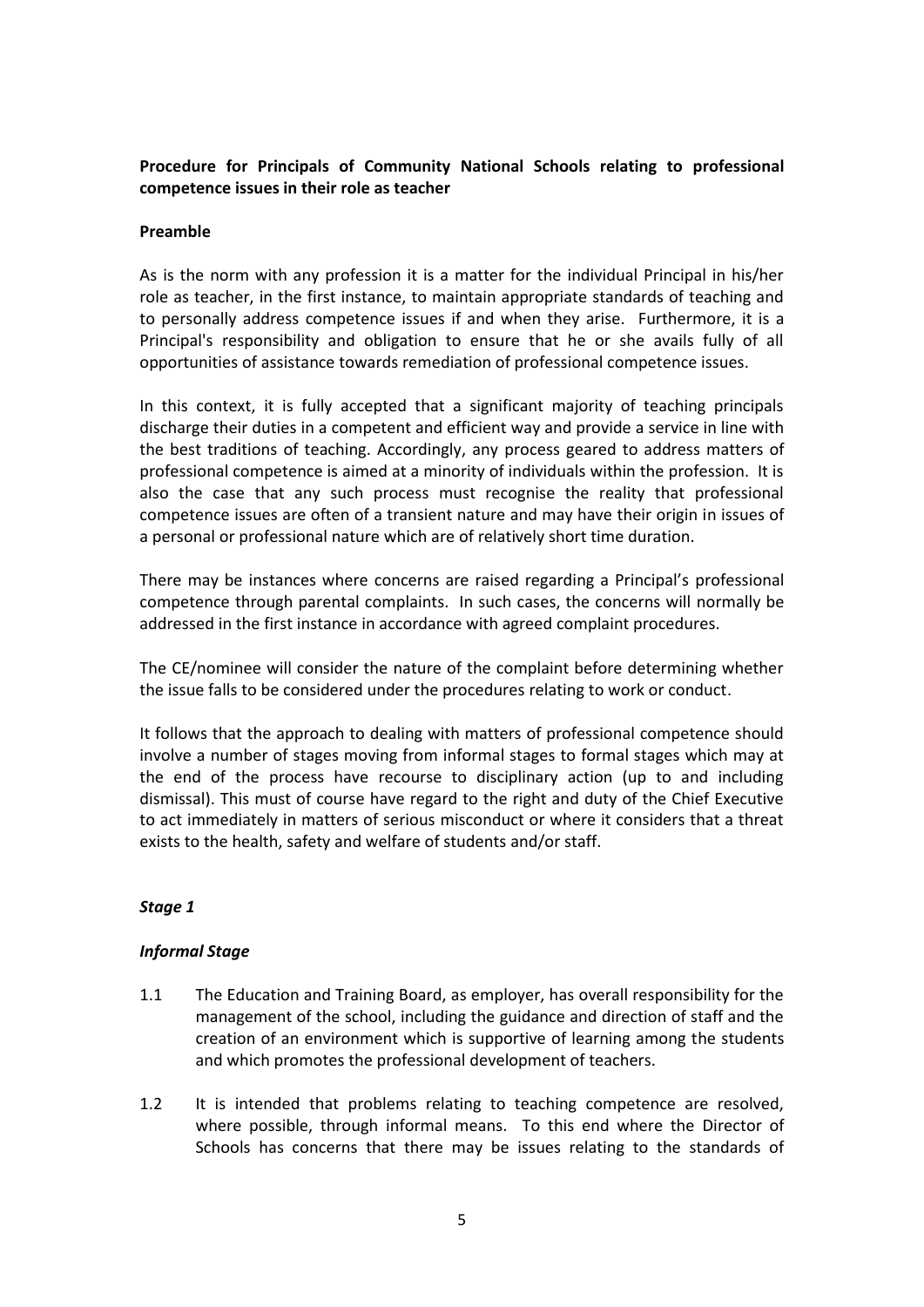**Procedure for Principals of Community National Schools relating to professional competence issues in their role as teacher**

**Preamble**

As is the norm with any profession it is a matter for the individual Principal in his/her role as teacher, in the first instance, to maintain appropriate standards of teaching and to personally address competence issues if and when they arise. Furthermore, it is a Principal's responsibility and obligation to ensure that he or she avails fully of all opportunities of assistance towards remediation of professional competence issues.

In this context, it is fully accepted that a significant majority of teaching principals discharge their duties in a competent and efficient way and provide a service in line with the best traditions of teaching. Accordingly, any process geared to address matters of professional competence is aimed at a minority of individuals within the profession. It is also the case that any such process must recognise the reality that professional competence issues are often of a transient nature and may have their origin in issues of a personal or professional nature which are of relatively short time duration.

There may be instances where concerns are raised regarding a Principal's professional competence through parental complaints. In such cases, the concerns will normally be addressed in the first instance in accordance with agreed complaint procedures.

The CE/nominee will consider the nature of the complaint before determining whether the issue falls to be considered under the procedures relating to work or conduct.

It follows that the approach to dealing with matters of professional competence should involve a number of stages moving from informal stages to formal stages which may at the end of the process have recourse to disciplinary action (up to and including dismissal). This must of course have regard to the right and duty of the Chief Executive to act immediately in matters of serious misconduct or where it considers that a threat exists to the health, safety and welfare of students and/or staff.

***Stage 1***

***Informal Stage***

1.1 The Education and Training Board, as employer, has overall responsibility for the management of the school, including the guidance and direction of staff and the creation of an environment which is supportive of learning among the students and which promotes the professional development of teachers.

1.2 It is intended that problems relating to teaching competence are resolved, where possible, through informal means. To this end where the Director of Schools has concerns that there may be issues relating to the standards of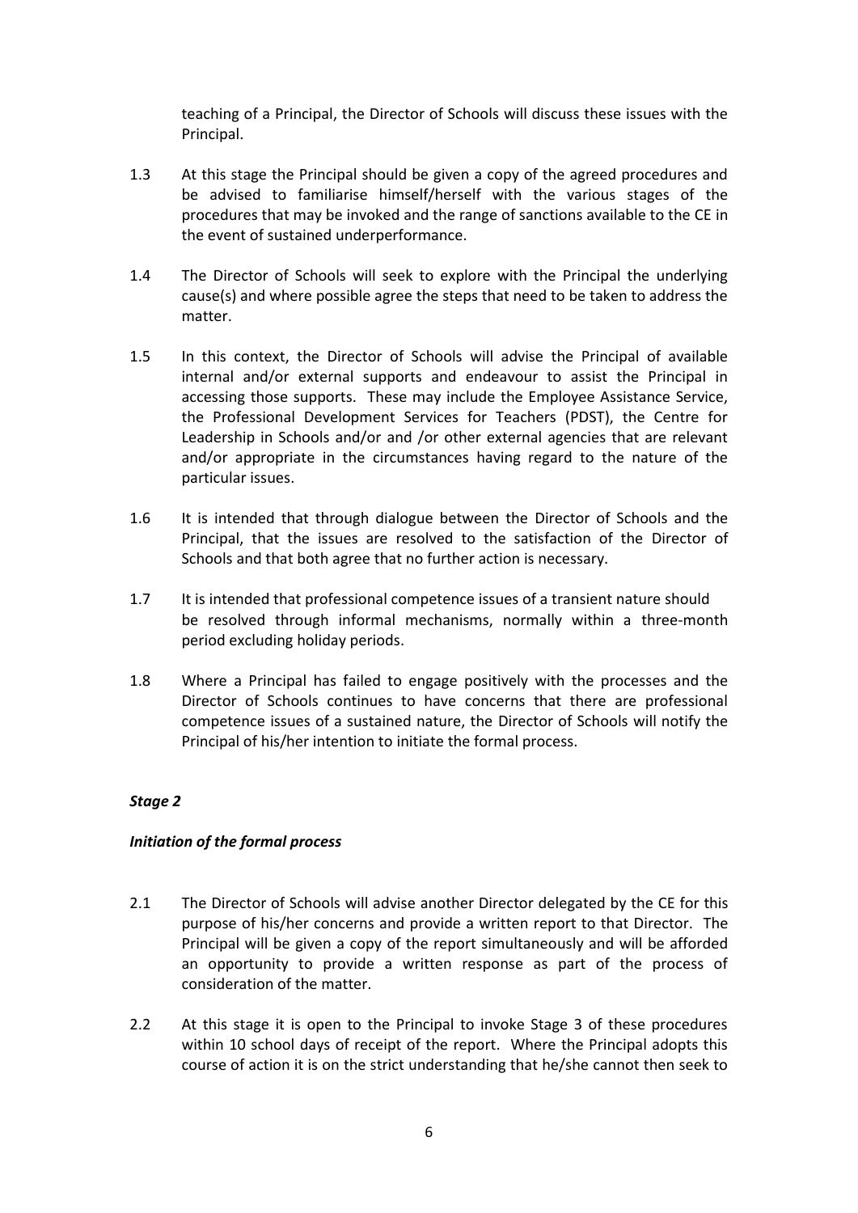teaching of a Principal, the Director of Schools will discuss these issues with the Principal.

1.3 At this stage the Principal should be given a copy of the agreed procedures and be advised to familiarise himself/herself with the various stages of the procedures that may be invoked and the range of sanctions available to the CE in the event of sustained underperformance.

1.4 The Director of Schools will seek to explore with the Principal the underlying cause(s) and where possible agree the steps that need to be taken to address the matter.

1.5 In this context, the Director of Schools will advise the Principal of available internal and/or external supports and endeavour to assist the Principal in accessing those supports. These may include the Employee Assistance Service, the Professional Development Services for Teachers (PDST), the Centre for Leadership in Schools and/or and /or other external agencies that are relevant and/or appropriate in the circumstances having regard to the nature of the particular issues.

1.6 It is intended that through dialogue between the Director of Schools and the Principal, that the issues are resolved to the satisfaction of the Director of Schools and that both agree that no further action is necessary.

1.7 It is intended that professional competence issues of a transient nature should be resolved through informal mechanisms, normally within a three-month period excluding holiday periods.

1.8 Where a Principal has failed to engage positively with the processes and the Director of Schools continues to have concerns that there are professional competence issues of a sustained nature, the Director of Schools will notify the Principal of his/her intention to initiate the formal process.

***Stage 2***

***Initiation of the formal process***

2.1 The Director of Schools will advise another Director delegated by the CE for this purpose of his/her concerns and provide a written report to that Director. The Principal will be given a copy of the report simultaneously and will be afforded an opportunity to provide a written response as part of the process of consideration of the matter.

2.2 At this stage it is open to the Principal to invoke Stage 3 of these procedures within 10 school days of receipt of the report. Where the Principal adopts this course of action it is on the strict understanding that he/she cannot then seek to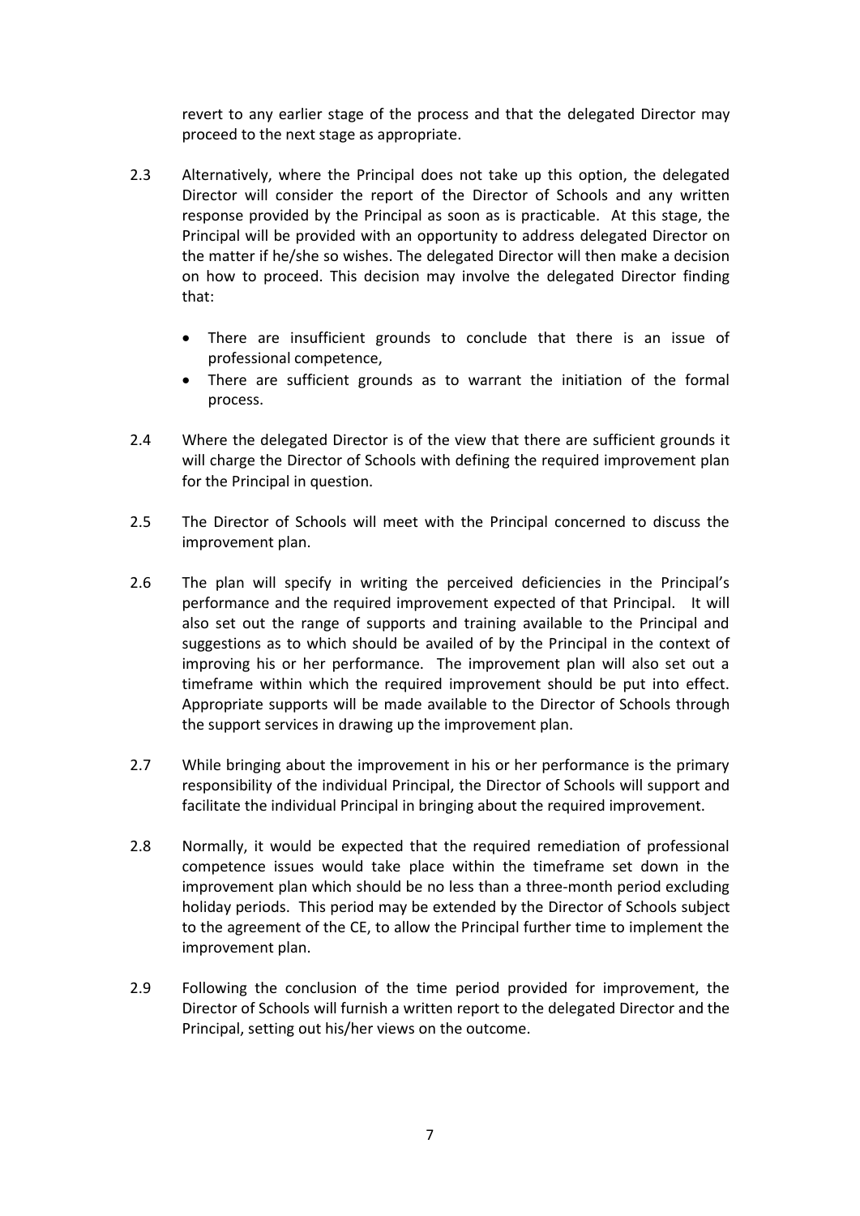revert to any earlier stage of the process and that the delegated Director may proceed to the next stage as appropriate.

2.3 Alternatively, where the Principal does not take up this option, the delegated Director will consider the report of the Director of Schools and any written response provided by the Principal as soon as is practicable. At this stage, the Principal will be provided with an opportunity to address delegated Director on the matter if he/she so wishes. The delegated Director will then make a decision on how to proceed. This decision may involve the delegated Director finding that:

- There are insufficient grounds to conclude that there is an issue of professional competence,
- There are sufficient grounds as to warrant the initiation of the formal process.

2.4 Where the delegated Director is of the view that there are sufficient grounds it will charge the Director of Schools with defining the required improvement plan for the Principal in question.

2.5 The Director of Schools will meet with the Principal concerned to discuss the improvement plan.

2.6 The plan will specify in writing the perceived deficiencies in the Principal's performance and the required improvement expected of that Principal. It will also set out the range of supports and training available to the Principal and suggestions as to which should be availed of by the Principal in the context of improving his or her performance. The improvement plan will also set out a timeframe within which the required improvement should be put into effect. Appropriate supports will be made available to the Director of Schools through the support services in drawing up the improvement plan.

2.7 While bringing about the improvement in his or her performance is the primary responsibility of the individual Principal, the Director of Schools will support and facilitate the individual Principal in bringing about the required improvement.

2.8 Normally, it would be expected that the required remediation of professional competence issues would take place within the timeframe set down in the improvement plan which should be no less than a three-month period excluding holiday periods. This period may be extended by the Director of Schools subject to the agreement of the CE, to allow the Principal further time to implement the improvement plan.

2.9 Following the conclusion of the time period provided for improvement, the Director of Schools will furnish a written report to the delegated Director and the Principal, setting out his/her views on the outcome.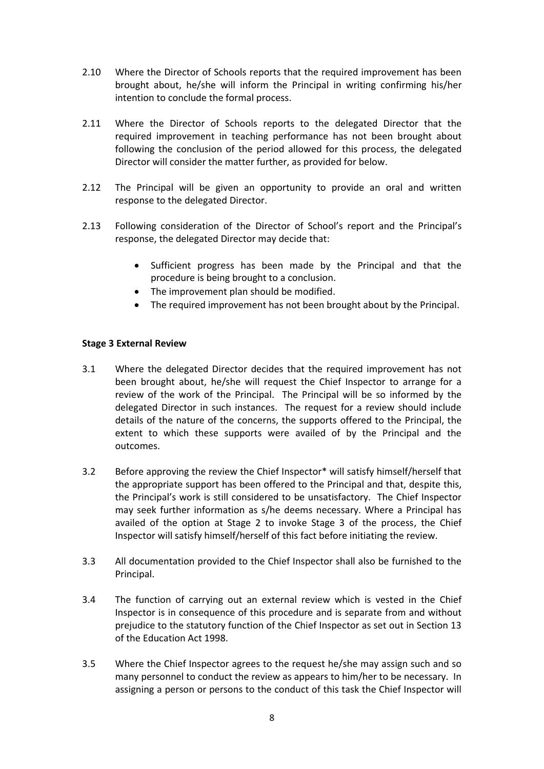2.10 Where the Director of Schools reports that the required improvement has been brought about, he/she will inform the Principal in writing confirming his/her intention to conclude the formal process.

2.11 Where the Director of Schools reports to the delegated Director that the required improvement in teaching performance has not been brought about following the conclusion of the period allowed for this process, the delegated Director will consider the matter further, as provided for below.

2.12 The Principal will be given an opportunity to provide an oral and written response to the delegated Director.

2.13 Following consideration of the Director of School's report and the Principal's response, the delegated Director may decide that:

- Sufficient progress has been made by the Principal and that the procedure is being brought to a conclusion.
- The improvement plan should be modified.
- The required improvement has not been brought about by the Principal.

**Stage 3 External Review**

3.1 Where the delegated Director decides that the required improvement has not been brought about, he/she will request the Chief Inspector to arrange for a review of the work of the Principal. The Principal will be so informed by the delegated Director in such instances. The request for a review should include details of the nature of the concerns, the supports offered to the Principal, the extent to which these supports were availed of by the Principal and the outcomes.

3.2 Before approving the review the Chief Inspector* will satisfy himself/herself that the appropriate support has been offered to the Principal and that, despite this, the Principal's work is still considered to be unsatisfactory. The Chief Inspector may seek further information as s/he deems necessary. Where a Principal has availed of the option at Stage 2 to invoke Stage 3 of the process, the Chief Inspector will satisfy himself/herself of this fact before initiating the review.

3.3 All documentation provided to the Chief Inspector shall also be furnished to the Principal.

3.4 The function of carrying out an external review which is vested in the Chief Inspector is in consequence of this procedure and is separate from and without prejudice to the statutory function of the Chief Inspector as set out in Section 13 of the Education Act 1998.

3.5 Where the Chief Inspector agrees to the request he/she may assign such and so many personnel to conduct the review as appears to him/her to be necessary. In assigning a person or persons to the conduct of this task the Chief Inspector will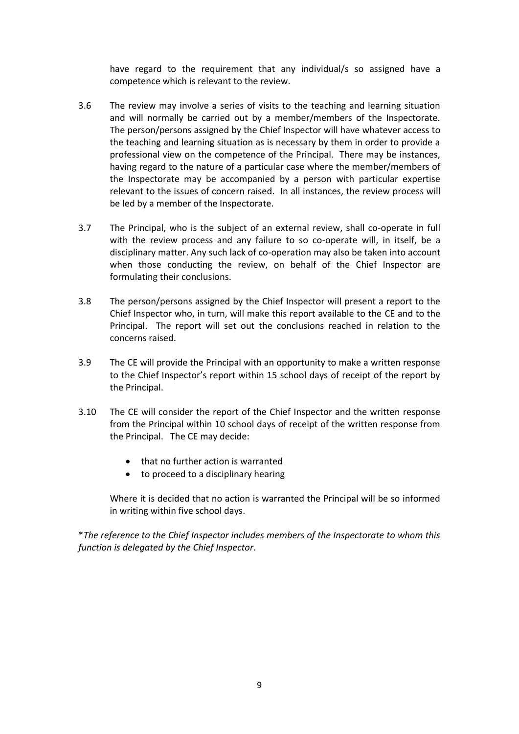have regard to the requirement that any individual/s so assigned have a competence which is relevant to the review.

3.6 The review may involve a series of visits to the teaching and learning situation and will normally be carried out by a member/members of the Inspectorate. The person/persons assigned by the Chief Inspector will have whatever access to the teaching and learning situation as is necessary by them in order to provide a professional view on the competence of the Principal. There may be instances, having regard to the nature of a particular case where the member/members of the Inspectorate may be accompanied by a person with particular expertise relevant to the issues of concern raised. In all instances, the review process will be led by a member of the Inspectorate.

3.7 The Principal, who is the subject of an external review, shall co-operate in full with the review process and any failure to so co-operate will, in itself, be a disciplinary matter. Any such lack of co-operation may also be taken into account when those conducting the review, on behalf of the Chief Inspector are formulating their conclusions.

3.8 The person/persons assigned by the Chief Inspector will present a report to the Chief Inspector who, in turn, will make this report available to the CE and to the Principal. The report will set out the conclusions reached in relation to the concerns raised.

3.9 The CE will provide the Principal with an opportunity to make a written response to the Chief Inspector's report within 15 school days of receipt of the report by the Principal.

3.10 The CE will consider the report of the Chief Inspector and the written response from the Principal within 10 school days of receipt of the written response from the Principal. The CE may decide:

- that no further action is warranted
- to proceed to a disciplinary hearing

Where it is decided that no action is warranted the Principal will be so informed in writing within five school days.

**The reference to the Chief Inspector includes members of the Inspectorate to whom this function is delegated by the Chief Inspector*.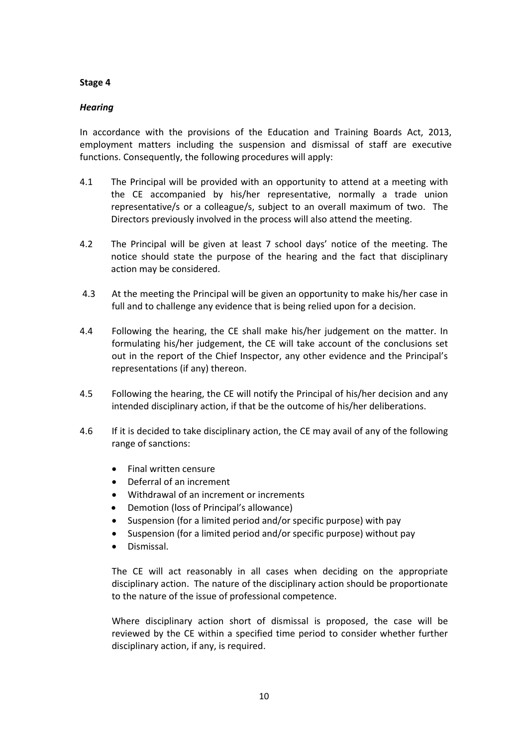**Stage 4**

***Hearing***

In accordance with the provisions of the Education and Training Boards Act, 2013, employment matters including the suspension and dismissal of staff are executive functions. Consequently, the following procedures will apply:

4.1 The Principal will be provided with an opportunity to attend at a meeting with the CE accompanied by his/her representative, normally a trade union representative/s or a colleague/s, subject to an overall maximum of two. The Directors previously involved in the process will also attend the meeting.

4.2 The Principal will be given at least 7 school days' notice of the meeting. The notice should state the purpose of the hearing and the fact that disciplinary action may be considered.

4.3 At the meeting the Principal will be given an opportunity to make his/her case in full and to challenge any evidence that is being relied upon for a decision.

4.4 Following the hearing, the CE shall make his/her judgement on the matter. In formulating his/her judgement, the CE will take account of the conclusions set out in the report of the Chief Inspector, any other evidence and the Principal's representations (if any) thereon.

4.5 Following the hearing, the CE will notify the Principal of his/her decision and any intended disciplinary action, if that be the outcome of his/her deliberations.

4.6 If it is decided to take disciplinary action, the CE may avail of any of the following range of sanctions:

- Final written censure
- Deferral of an increment
- Withdrawal of an increment or increments
- Demotion (loss of Principal's allowance)
- Suspension (for a limited period and/or specific purpose) with pay
- Suspension (for a limited period and/or specific purpose) without pay
- Dismissal.

The CE will act reasonably in all cases when deciding on the appropriate disciplinary action. The nature of the disciplinary action should be proportionate to the nature of the issue of professional competence.

Where disciplinary action short of dismissal is proposed, the case will be reviewed by the CE within a specified time period to consider whether further disciplinary action, if any, is required.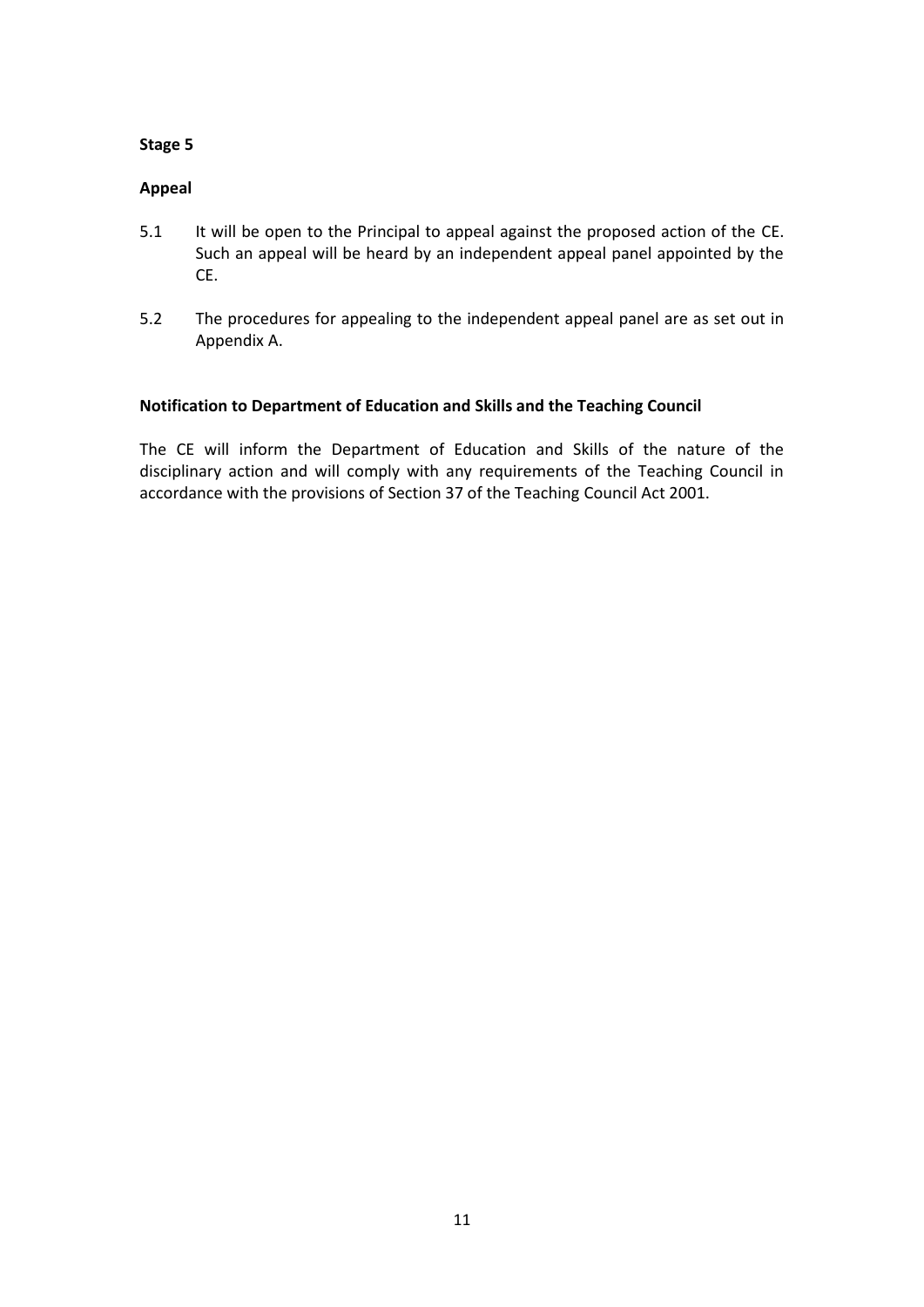**Stage 5**

**Appeal**

5.1 It will be open to the Principal to appeal against the proposed action of the CE. Such an appeal will be heard by an independent appeal panel appointed by the CE.

5.2 The procedures for appealing to the independent appeal panel are as set out in Appendix A.

**Notification to Department of Education and Skills and the Teaching Council**

The CE will inform the Department of Education and Skills of the nature of the disciplinary action and will comply with any requirements of the Teaching Council in accordance with the provisions of Section 37 of the Teaching Council Act 2001.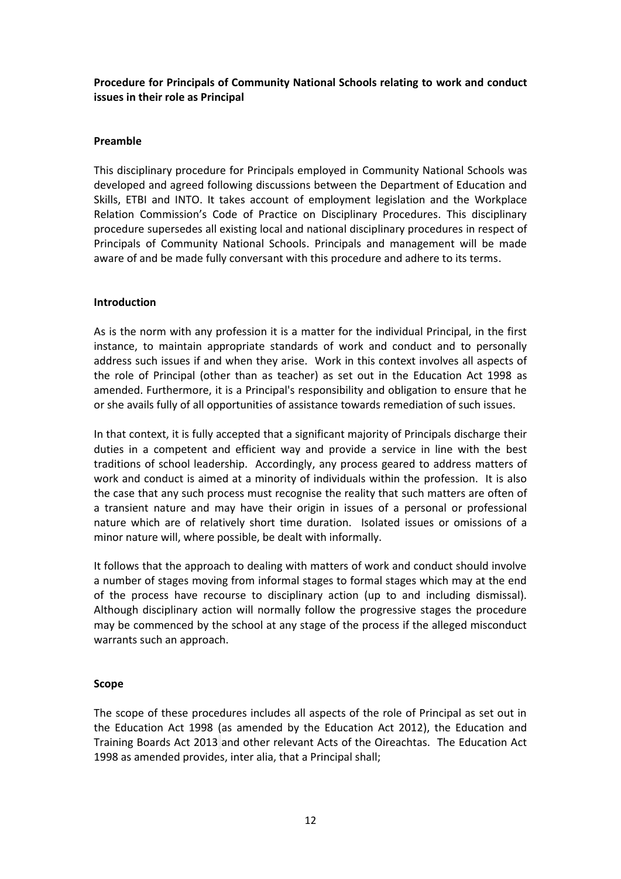**Procedure for Principals of Community National Schools relating to work and conduct issues in their role as Principal**

**Preamble**

This disciplinary procedure for Principals employed in Community National Schools was developed and agreed following discussions between the Department of Education and Skills, ETBI and INTO. It takes account of employment legislation and the Workplace Relation Commission's Code of Practice on Disciplinary Procedures. This disciplinary procedure supersedes all existing local and national disciplinary procedures in respect of Principals of Community National Schools. Principals and management will be made aware of and be made fully conversant with this procedure and adhere to its terms.

**Introduction**

As is the norm with any profession it is a matter for the individual Principal, in the first instance, to maintain appropriate standards of work and conduct and to personally address such issues if and when they arise. Work in this context involves all aspects of the role of Principal (other than as teacher) as set out in the Education Act 1998 as amended. Furthermore, it is a Principal's responsibility and obligation to ensure that he or she avails fully of all opportunities of assistance towards remediation of such issues.

In that context, it is fully accepted that a significant majority of Principals discharge their duties in a competent and efficient way and provide a service in line with the best traditions of school leadership. Accordingly, any process geared to address matters of work and conduct is aimed at a minority of individuals within the profession. It is also the case that any such process must recognise the reality that such matters are often of a transient nature and may have their origin in issues of a personal or professional nature which are of relatively short time duration. Isolated issues or omissions of a minor nature will, where possible, be dealt with informally.

It follows that the approach to dealing with matters of work and conduct should involve a number of stages moving from informal stages to formal stages which may at the end of the process have recourse to disciplinary action (up to and including dismissal). Although disciplinary action will normally follow the progressive stages the procedure may be commenced by the school at any stage of the process if the alleged misconduct warrants such an approach.

**Scope**

The scope of these procedures includes all aspects of the role of Principal as set out in the Education Act 1998 (as amended by the Education Act 2012), the Education and Training Boards Act 2013 and other relevant Acts of the Oireachtas. The Education Act 1998 as amended provides, inter alia, that a Principal shall;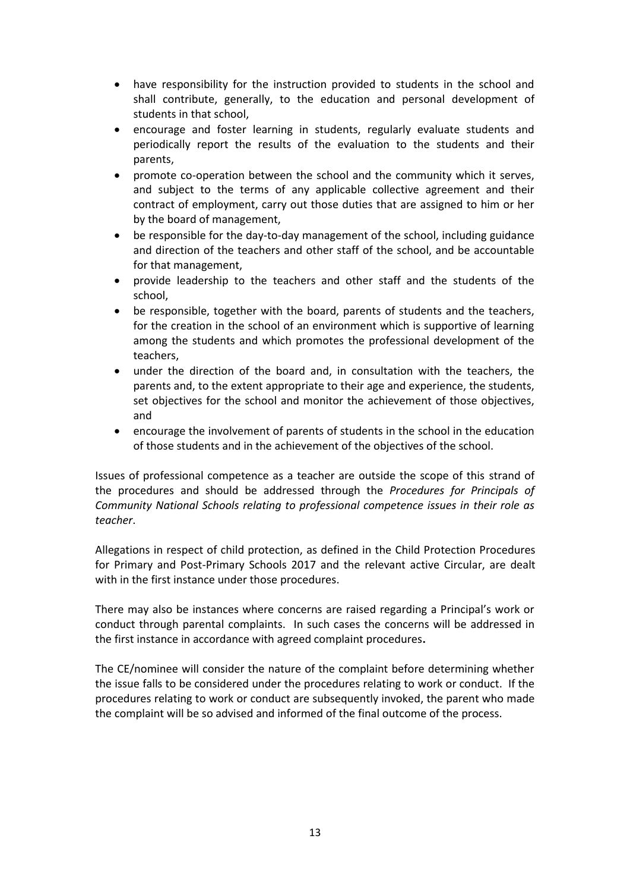- have responsibility for the instruction provided to students in the school and shall contribute, generally, to the education and personal development of students in that school,
- encourage and foster learning in students, regularly evaluate students and periodically report the results of the evaluation to the students and their parents,
- promote co-operation between the school and the community which it serves, and subject to the terms of any applicable collective agreement and their contract of employment, carry out those duties that are assigned to him or her by the board of management,
- be responsible for the day-to-day management of the school, including guidance and direction of the teachers and other staff of the school, and be accountable for that management,
- provide leadership to the teachers and other staff and the students of the school,
- be responsible, together with the board, parents of students and the teachers, for the creation in the school of an environment which is supportive of learning among the students and which promotes the professional development of the teachers,
- under the direction of the board and, in consultation with the teachers, the parents and, to the extent appropriate to their age and experience, the students, set objectives for the school and monitor the achievement of those objectives, and
- encourage the involvement of parents of students in the school in the education of those students and in the achievement of the objectives of the school.

Issues of professional competence as a teacher are outside the scope of this strand of the procedures and should be addressed through the *Procedures for Principals of Community National Schools relating to professional competence issues in their role as teacher*.

Allegations in respect of child protection, as defined in the Child Protection Procedures for Primary and Post-Primary Schools 2017 and the relevant active Circular, are dealt with in the first instance under those procedures.

There may also be instances where concerns are raised regarding a Principal's work or conduct through parental complaints. In such cases the concerns will be addressed in the first instance in accordance with agreed complaint procedures**.**

The CE/nominee will consider the nature of the complaint before determining whether the issue falls to be considered under the procedures relating to work or conduct. If the procedures relating to work or conduct are subsequently invoked, the parent who made the complaint will be so advised and informed of the final outcome of the process.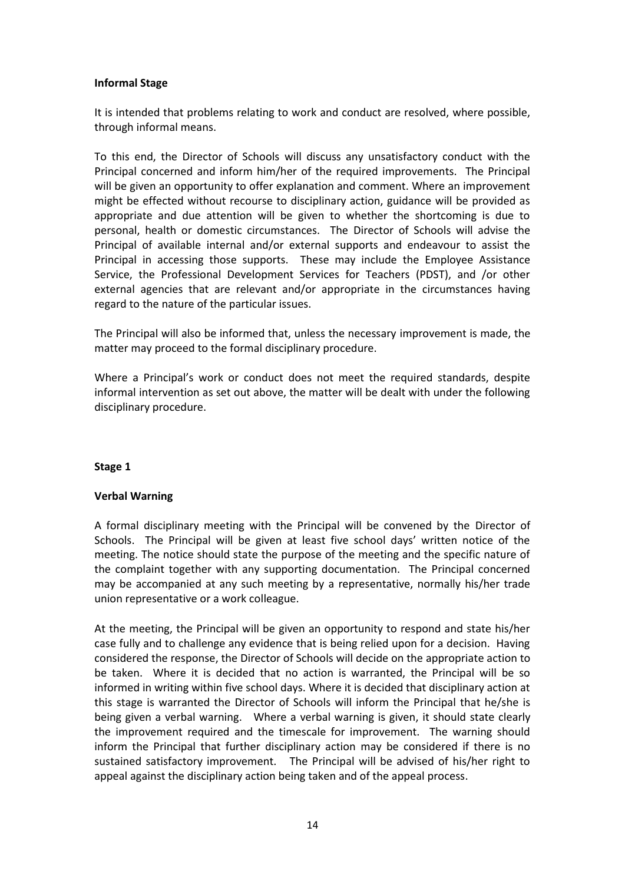**Informal Stage**

It is intended that problems relating to work and conduct are resolved, where possible, through informal means.

To this end, the Director of Schools will discuss any unsatisfactory conduct with the Principal concerned and inform him/her of the required improvements. The Principal will be given an opportunity to offer explanation and comment. Where an improvement might be effected without recourse to disciplinary action, guidance will be provided as appropriate and due attention will be given to whether the shortcoming is due to personal, health or domestic circumstances. The Director of Schools will advise the Principal of available internal and/or external supports and endeavour to assist the Principal in accessing those supports. These may include the Employee Assistance Service, the Professional Development Services for Teachers (PDST), and /or other external agencies that are relevant and/or appropriate in the circumstances having regard to the nature of the particular issues.

The Principal will also be informed that, unless the necessary improvement is made, the matter may proceed to the formal disciplinary procedure.

Where a Principal's work or conduct does not meet the required standards, despite informal intervention as set out above, the matter will be dealt with under the following disciplinary procedure.

**Stage 1**

**Verbal Warning**

A formal disciplinary meeting with the Principal will be convened by the Director of Schools. The Principal will be given at least five school days' written notice of the meeting. The notice should state the purpose of the meeting and the specific nature of the complaint together with any supporting documentation. The Principal concerned may be accompanied at any such meeting by a representative, normally his/her trade union representative or a work colleague.

At the meeting, the Principal will be given an opportunity to respond and state his/her case fully and to challenge any evidence that is being relied upon for a decision. Having considered the response, the Director of Schools will decide on the appropriate action to be taken. Where it is decided that no action is warranted, the Principal will be so informed in writing within five school days. Where it is decided that disciplinary action at this stage is warranted the Director of Schools will inform the Principal that he/she is being given a verbal warning. Where a verbal warning is given, it should state clearly the improvement required and the timescale for improvement. The warning should inform the Principal that further disciplinary action may be considered if there is no sustained satisfactory improvement. The Principal will be advised of his/her right to appeal against the disciplinary action being taken and of the appeal process.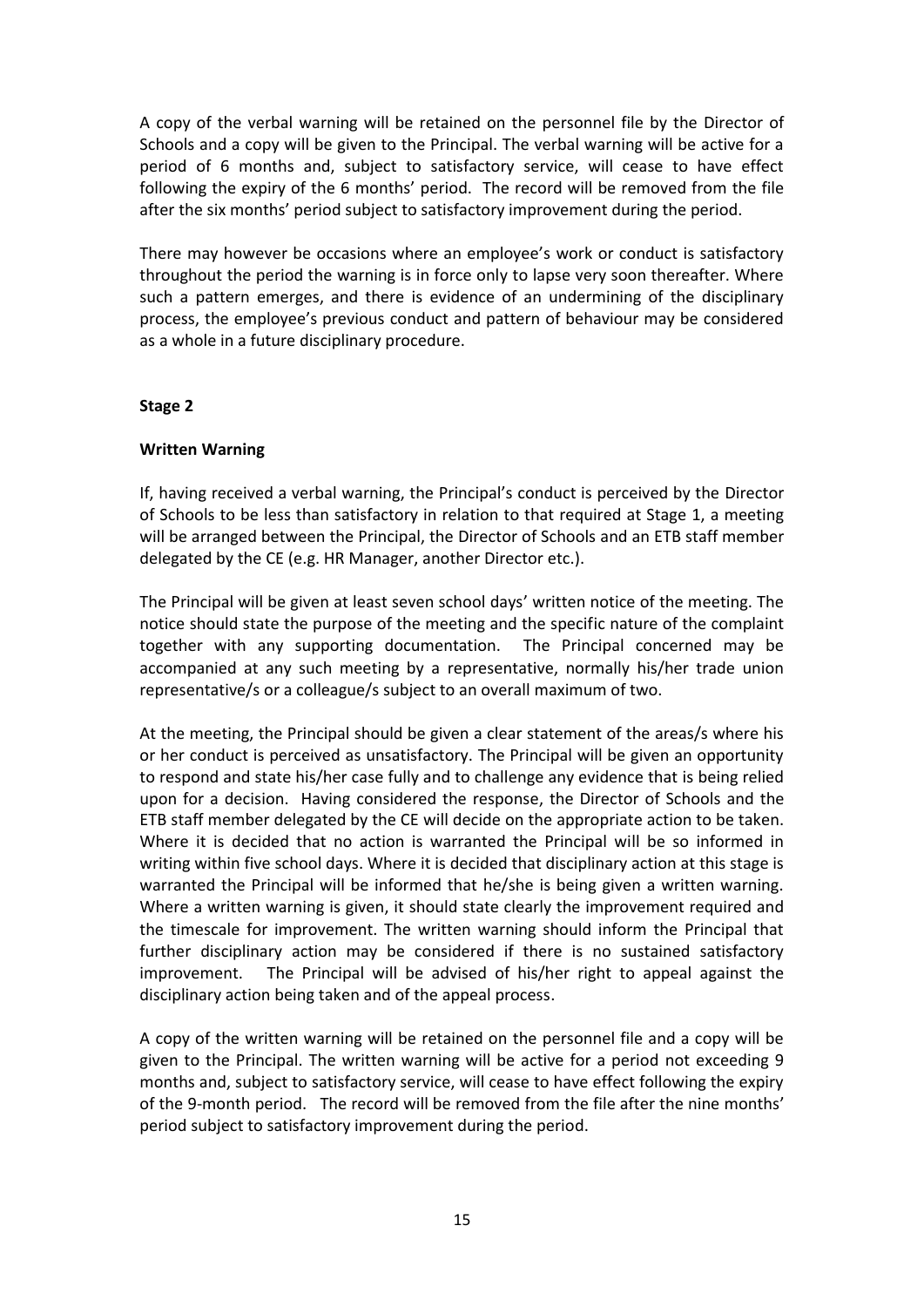A copy of the verbal warning will be retained on the personnel file by the Director of Schools and a copy will be given to the Principal. The verbal warning will be active for a period of 6 months and, subject to satisfactory service, will cease to have effect following the expiry of the 6 months' period. The record will be removed from the file after the six months' period subject to satisfactory improvement during the period.

There may however be occasions where an employee's work or conduct is satisfactory throughout the period the warning is in force only to lapse very soon thereafter. Where such a pattern emerges, and there is evidence of an undermining of the disciplinary process, the employee's previous conduct and pattern of behaviour may be considered as a whole in a future disciplinary procedure.

**Stage 2**

**Written Warning**

If, having received a verbal warning, the Principal's conduct is perceived by the Director of Schools to be less than satisfactory in relation to that required at Stage 1, a meeting will be arranged between the Principal, the Director of Schools and an ETB staff member delegated by the CE (e.g. HR Manager, another Director etc.).

The Principal will be given at least seven school days' written notice of the meeting. The notice should state the purpose of the meeting and the specific nature of the complaint together with any supporting documentation. The Principal concerned may be accompanied at any such meeting by a representative, normally his/her trade union representative/s or a colleague/s subject to an overall maximum of two.

At the meeting, the Principal should be given a clear statement of the areas/s where his or her conduct is perceived as unsatisfactory. The Principal will be given an opportunity to respond and state his/her case fully and to challenge any evidence that is being relied upon for a decision. Having considered the response, the Director of Schools and the ETB staff member delegated by the CE will decide on the appropriate action to be taken. Where it is decided that no action is warranted the Principal will be so informed in writing within five school days. Where it is decided that disciplinary action at this stage is warranted the Principal will be informed that he/she is being given a written warning. Where a written warning is given, it should state clearly the improvement required and the timescale for improvement. The written warning should inform the Principal that further disciplinary action may be considered if there is no sustained satisfactory improvement. The Principal will be advised of his/her right to appeal against the disciplinary action being taken and of the appeal process.

A copy of the written warning will be retained on the personnel file and a copy will be given to the Principal. The written warning will be active for a period not exceeding 9 months and, subject to satisfactory service, will cease to have effect following the expiry of the 9-month period. The record will be removed from the file after the nine months' period subject to satisfactory improvement during the period.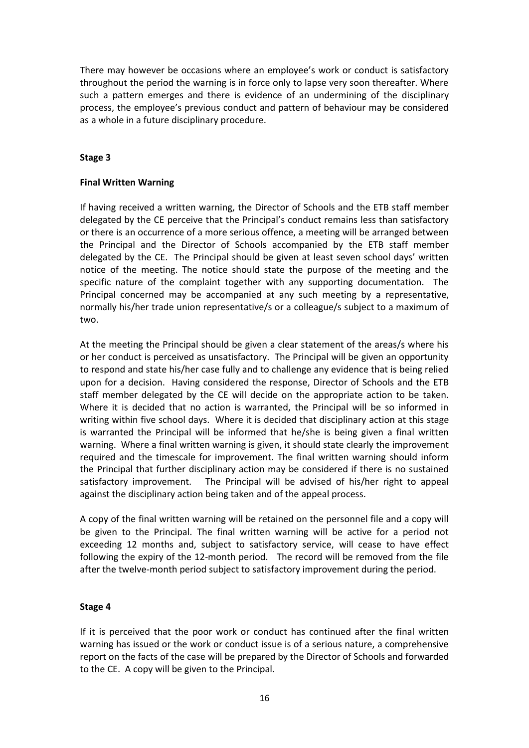There may however be occasions where an employee's work or conduct is satisfactory throughout the period the warning is in force only to lapse very soon thereafter. Where such a pattern emerges and there is evidence of an undermining of the disciplinary process, the employee's previous conduct and pattern of behaviour may be considered as a whole in a future disciplinary procedure.

**Stage 3**

**Final Written Warning**

If having received a written warning, the Director of Schools and the ETB staff member delegated by the CE perceive that the Principal's conduct remains less than satisfactory or there is an occurrence of a more serious offence, a meeting will be arranged between the Principal and the Director of Schools accompanied by the ETB staff member delegated by the CE. The Principal should be given at least seven school days' written notice of the meeting. The notice should state the purpose of the meeting and the specific nature of the complaint together with any supporting documentation. The Principal concerned may be accompanied at any such meeting by a representative, normally his/her trade union representative/s or a colleague/s subject to a maximum of two.

At the meeting the Principal should be given a clear statement of the areas/s where his or her conduct is perceived as unsatisfactory. The Principal will be given an opportunity to respond and state his/her case fully and to challenge any evidence that is being relied upon for a decision. Having considered the response, Director of Schools and the ETB staff member delegated by the CE will decide on the appropriate action to be taken. Where it is decided that no action is warranted, the Principal will be so informed in writing within five school days. Where it is decided that disciplinary action at this stage is warranted the Principal will be informed that he/she is being given a final written warning. Where a final written warning is given, it should state clearly the improvement required and the timescale for improvement. The final written warning should inform the Principal that further disciplinary action may be considered if there is no sustained satisfactory improvement. The Principal will be advised of his/her right to appeal against the disciplinary action being taken and of the appeal process.

A copy of the final written warning will be retained on the personnel file and a copy will be given to the Principal. The final written warning will be active for a period not exceeding 12 months and, subject to satisfactory service, will cease to have effect following the expiry of the 12-month period. The record will be removed from the file after the twelve-month period subject to satisfactory improvement during the period.

**Stage 4**

If it is perceived that the poor work or conduct has continued after the final written warning has issued or the work or conduct issue is of a serious nature, a comprehensive report on the facts of the case will be prepared by the Director of Schools and forwarded to the CE. A copy will be given to the Principal.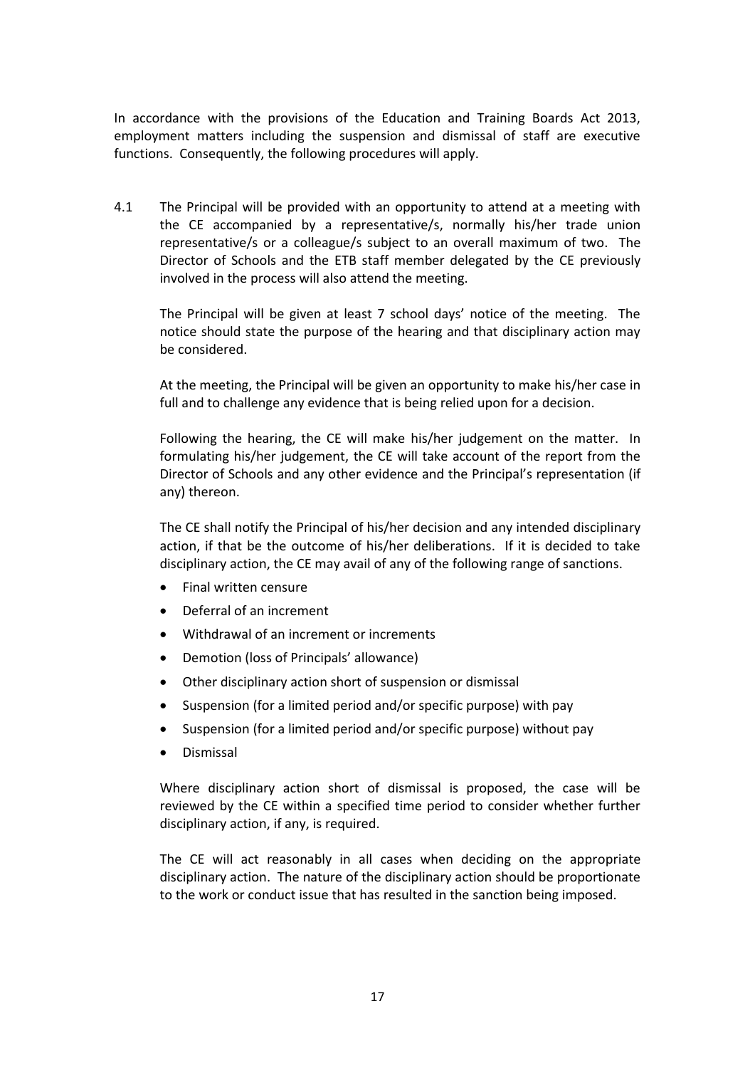In accordance with the provisions of the Education and Training Boards Act 2013, employment matters including the suspension and dismissal of staff are executive functions. Consequently, the following procedures will apply.

4.1 The Principal will be provided with an opportunity to attend at a meeting with the CE accompanied by a representative/s, normally his/her trade union representative/s or a colleague/s subject to an overall maximum of two. The Director of Schools and the ETB staff member delegated by the CE previously involved in the process will also attend the meeting.

The Principal will be given at least 7 school days' notice of the meeting. The notice should state the purpose of the hearing and that disciplinary action may be considered.

At the meeting, the Principal will be given an opportunity to make his/her case in full and to challenge any evidence that is being relied upon for a decision.

Following the hearing, the CE will make his/her judgement on the matter. In formulating his/her judgement, the CE will take account of the report from the Director of Schools and any other evidence and the Principal's representation (if any) thereon.

The CE shall notify the Principal of his/her decision and any intended disciplinary action, if that be the outcome of his/her deliberations. If it is decided to take disciplinary action, the CE may avail of any of the following range of sanctions.

- Final written censure
- Deferral of an increment
- Withdrawal of an increment or increments
- Demotion (loss of Principals' allowance)
- Other disciplinary action short of suspension or dismissal
- Suspension (for a limited period and/or specific purpose) with pay
- Suspension (for a limited period and/or specific purpose) without pay
- Dismissal

Where disciplinary action short of dismissal is proposed, the case will be reviewed by the CE within a specified time period to consider whether further disciplinary action, if any, is required.

The CE will act reasonably in all cases when deciding on the appropriate disciplinary action. The nature of the disciplinary action should be proportionate to the work or conduct issue that has resulted in the sanction being imposed.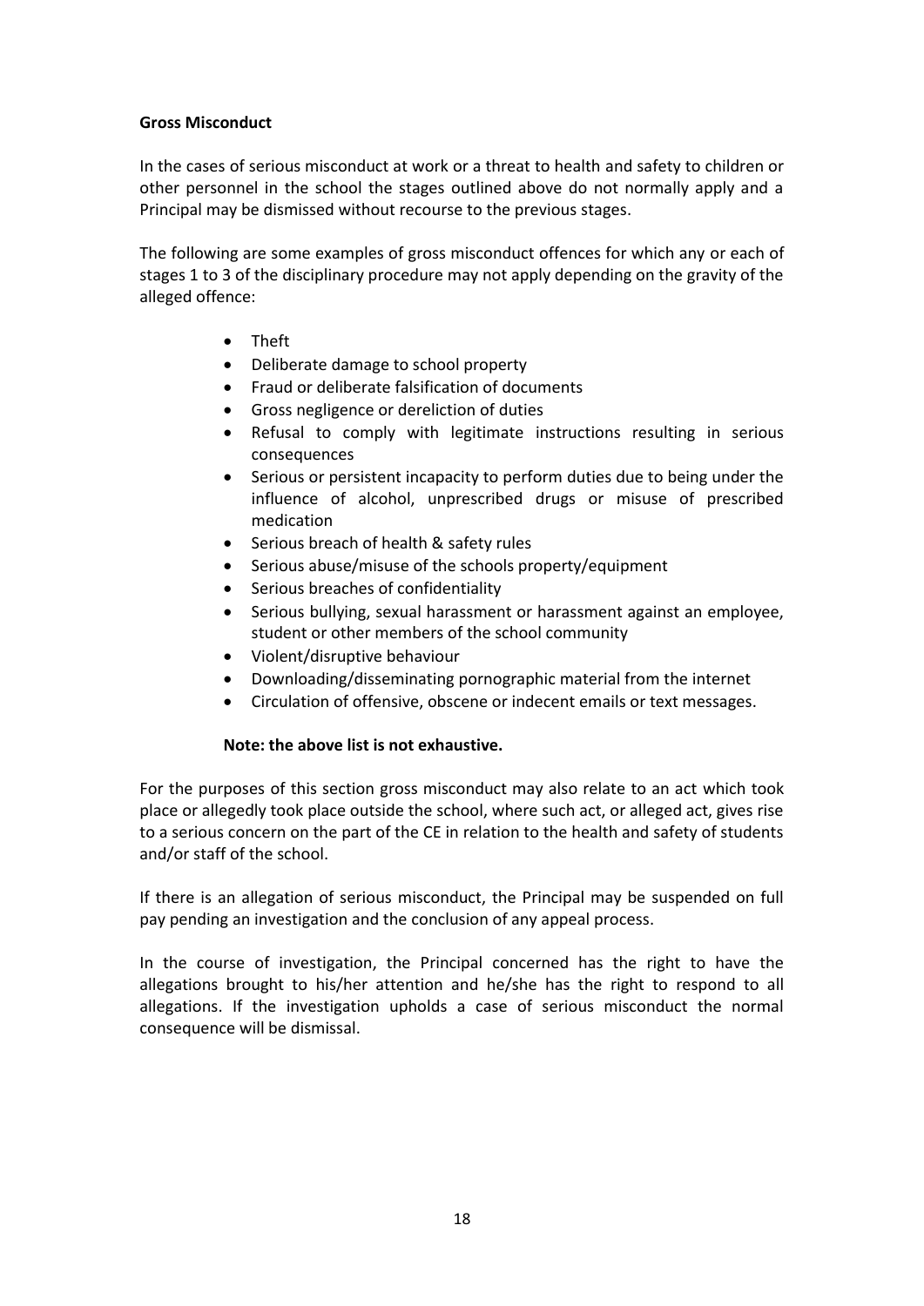**Gross Misconduct**

In the cases of serious misconduct at work or a threat to health and safety to children or other personnel in the school the stages outlined above do not normally apply and a Principal may be dismissed without recourse to the previous stages.

The following are some examples of gross misconduct offences for which any or each of stages 1 to 3 of the disciplinary procedure may not apply depending on the gravity of the alleged offence:

- Theft
- Deliberate damage to school property
- Fraud or deliberate falsification of documents
- Gross negligence or dereliction of duties
- Refusal to comply with legitimate instructions resulting in serious consequences
- Serious or persistent incapacity to perform duties due to being under the influence of alcohol, unprescribed drugs or misuse of prescribed medication
- Serious breach of health & safety rules
- Serious abuse/misuse of the schools property/equipment
- Serious breaches of confidentiality
- Serious bullying, sexual harassment or harassment against an employee, student or other members of the school community
- Violent/disruptive behaviour
- Downloading/disseminating pornographic material from the internet
- Circulation of offensive, obscene or indecent emails or text messages.

**Note: the above list is not exhaustive.**

For the purposes of this section gross misconduct may also relate to an act which took place or allegedly took place outside the school, where such act, or alleged act, gives rise to a serious concern on the part of the CE in relation to the health and safety of students and/or staff of the school.

If there is an allegation of serious misconduct, the Principal may be suspended on full pay pending an investigation and the conclusion of any appeal process.

In the course of investigation, the Principal concerned has the right to have the allegations brought to his/her attention and he/she has the right to respond to all allegations. If the investigation upholds a case of serious misconduct the normal consequence will be dismissal.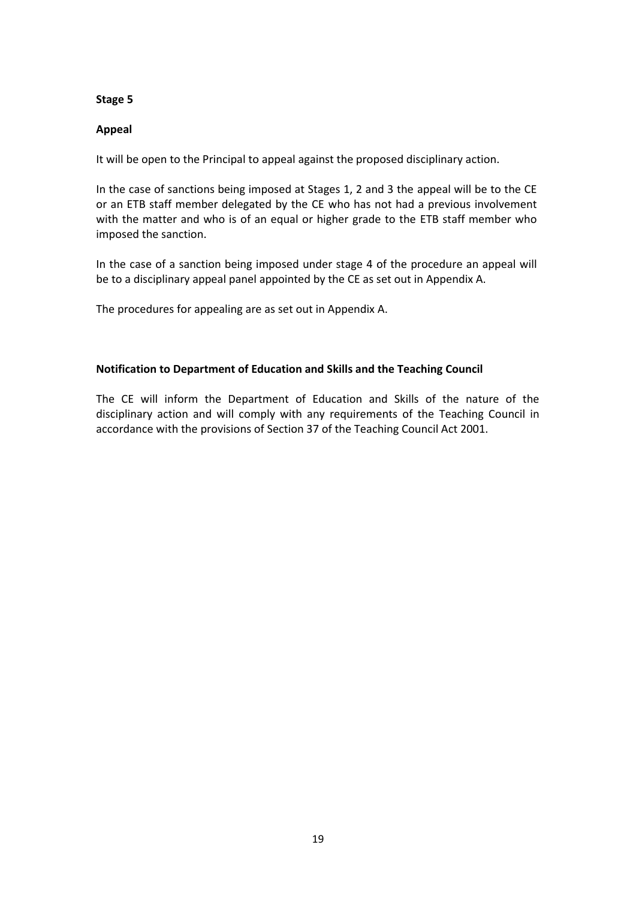**Stage 5**

**Appeal**

It will be open to the Principal to appeal against the proposed disciplinary action.

In the case of sanctions being imposed at Stages 1, 2 and 3 the appeal will be to the CE or an ETB staff member delegated by the CE who has not had a previous involvement with the matter and who is of an equal or higher grade to the ETB staff member who imposed the sanction.

In the case of a sanction being imposed under stage 4 of the procedure an appeal will be to a disciplinary appeal panel appointed by the CE as set out in Appendix A.

The procedures for appealing are as set out in Appendix A.

**Notification to Department of Education and Skills and the Teaching Council**

The CE will inform the Department of Education and Skills of the nature of the disciplinary action and will comply with any requirements of the Teaching Council in accordance with the provisions of Section 37 of the Teaching Council Act 2001.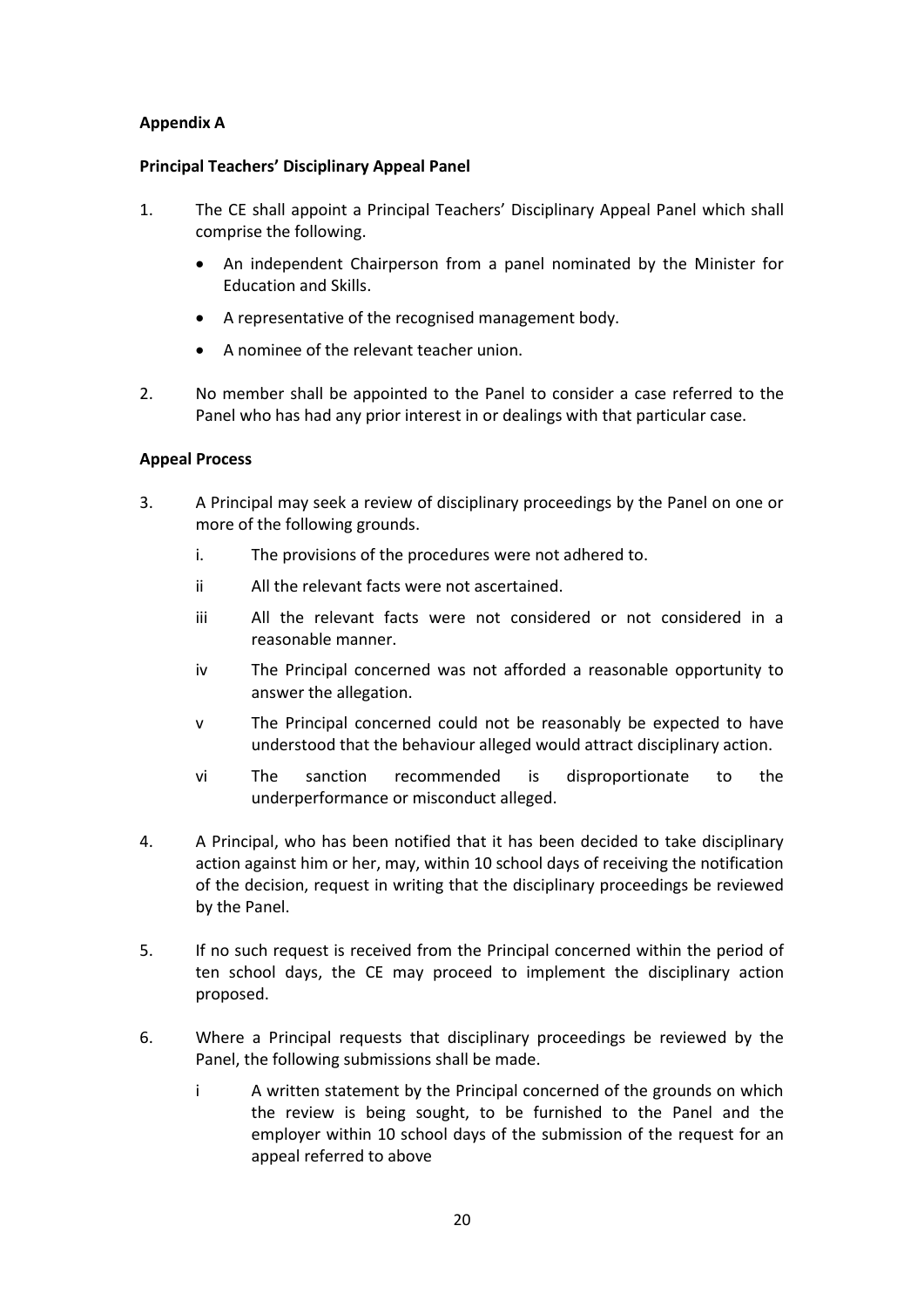**Appendix A**

**Principal Teachers' Disciplinary Appeal Panel**

1. The CE shall appoint a Principal Teachers' Disciplinary Appeal Panel which shall comprise the following.

   - An independent Chairperson from a panel nominated by the Minister for Education and Skills.
   - A representative of the recognised management body.
   - A nominee of the relevant teacher union.

2. No member shall be appointed to the Panel to consider a case referred to the Panel who has had any prior interest in or dealings with that particular case.

**Appeal Process**

3. A Principal may seek a review of disciplinary proceedings by the Panel on one or more of the following grounds.

   i. The provisions of the procedures were not adhered to.

   ii All the relevant facts were not ascertained.

   iii All the relevant facts were not considered or not considered in a reasonable manner.

   iv The Principal concerned was not afforded a reasonable opportunity to answer the allegation.

   v The Principal concerned could not be reasonably be expected to have understood that the behaviour alleged would attract disciplinary action.

   vi The sanction recommended is disproportionate to the underperformance or misconduct alleged.

4. A Principal, who has been notified that it has been decided to take disciplinary action against him or her, may, within 10 school days of receiving the notification of the decision, request in writing that the disciplinary proceedings be reviewed by the Panel.

5. If no such request is received from the Principal concerned within the period of ten school days, the CE may proceed to implement the disciplinary action proposed.

6. Where a Principal requests that disciplinary proceedings be reviewed by the Panel, the following submissions shall be made.

   i A written statement by the Principal concerned of the grounds on which the review is being sought, to be furnished to the Panel and the employer within 10 school days of the submission of the request for an appeal referred to above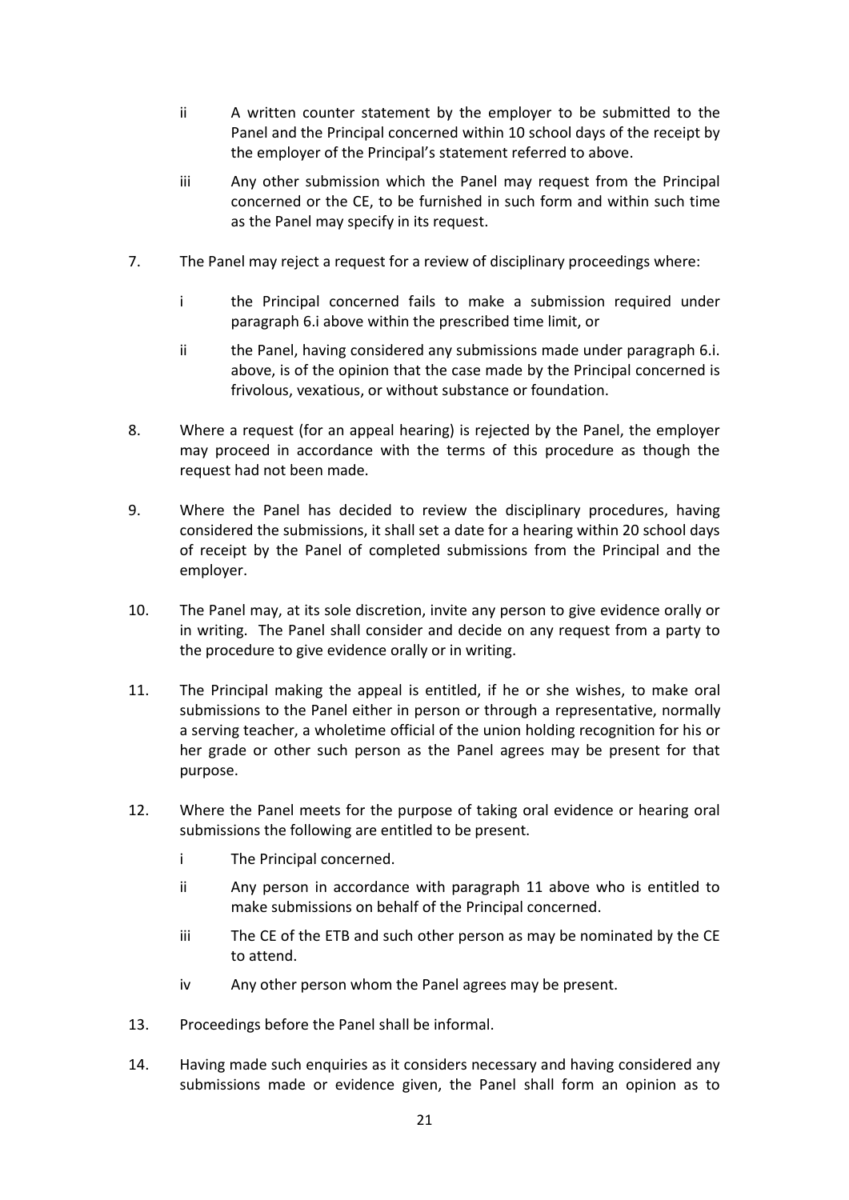ii A written counter statement by the employer to be submitted to the Panel and the Principal concerned within 10 school days of the receipt by the employer of the Principal's statement referred to above.

iii Any other submission which the Panel may request from the Principal concerned or the CE, to be furnished in such form and within such time as the Panel may specify in its request.

7. The Panel may reject a request for a review of disciplinary proceedings where:

   i the Principal concerned fails to make a submission required under paragraph 6.i above within the prescribed time limit, or

   ii the Panel, having considered any submissions made under paragraph 6.i. above, is of the opinion that the case made by the Principal concerned is frivolous, vexatious, or without substance or foundation.

8. Where a request (for an appeal hearing) is rejected by the Panel, the employer may proceed in accordance with the terms of this procedure as though the request had not been made.

9. Where the Panel has decided to review the disciplinary procedures, having considered the submissions, it shall set a date for a hearing within 20 school days of receipt by the Panel of completed submissions from the Principal and the employer.

10. The Panel may, at its sole discretion, invite any person to give evidence orally or in writing. The Panel shall consider and decide on any request from a party to the procedure to give evidence orally or in writing.

11. The Principal making the appeal is entitled, if he or she wishes, to make oral submissions to the Panel either in person or through a representative, normally a serving teacher, a wholetime official of the union holding recognition for his or her grade or other such person as the Panel agrees may be present for that purpose.

12. Where the Panel meets for the purpose of taking oral evidence or hearing oral submissions the following are entitled to be present.

   i The Principal concerned.

   ii Any person in accordance with paragraph 11 above who is entitled to make submissions on behalf of the Principal concerned.

   iii The CE of the ETB and such other person as may be nominated by the CE to attend.

   iv Any other person whom the Panel agrees may be present.

13. Proceedings before the Panel shall be informal.

14. Having made such enquiries as it considers necessary and having considered any submissions made or evidence given, the Panel shall form an opinion as to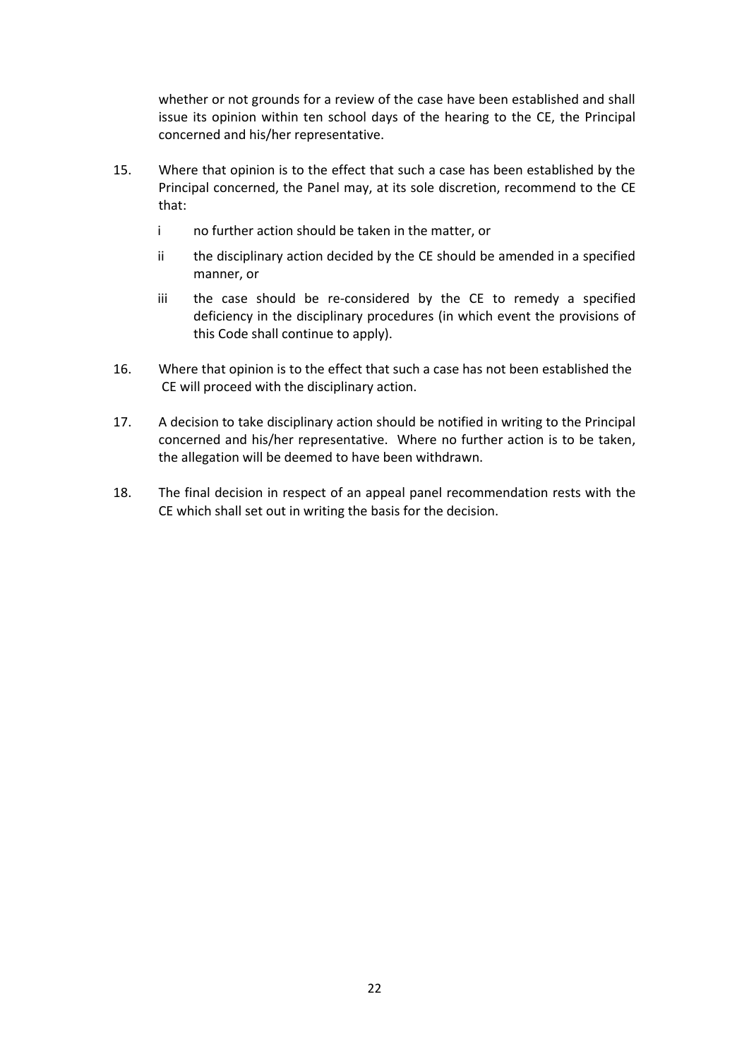whether or not grounds for a review of the case have been established and shall issue its opinion within ten school days of the hearing to the CE, the Principal concerned and his/her representative.

15. Where that opinion is to the effect that such a case has been established by the Principal concerned, the Panel may, at its sole discretion, recommend to the CE that:

    i no further action should be taken in the matter, or

    ii the disciplinary action decided by the CE should be amended in a specified manner, or

    iii the case should be re-considered by the CE to remedy a specified deficiency in the disciplinary procedures (in which event the provisions of this Code shall continue to apply).

16. Where that opinion is to the effect that such a case has not been established the CE will proceed with the disciplinary action.

17. A decision to take disciplinary action should be notified in writing to the Principal concerned and his/her representative. Where no further action is to be taken, the allegation will be deemed to have been withdrawn.

18. The final decision in respect of an appeal panel recommendation rests with the CE which shall set out in writing the basis for the decision.